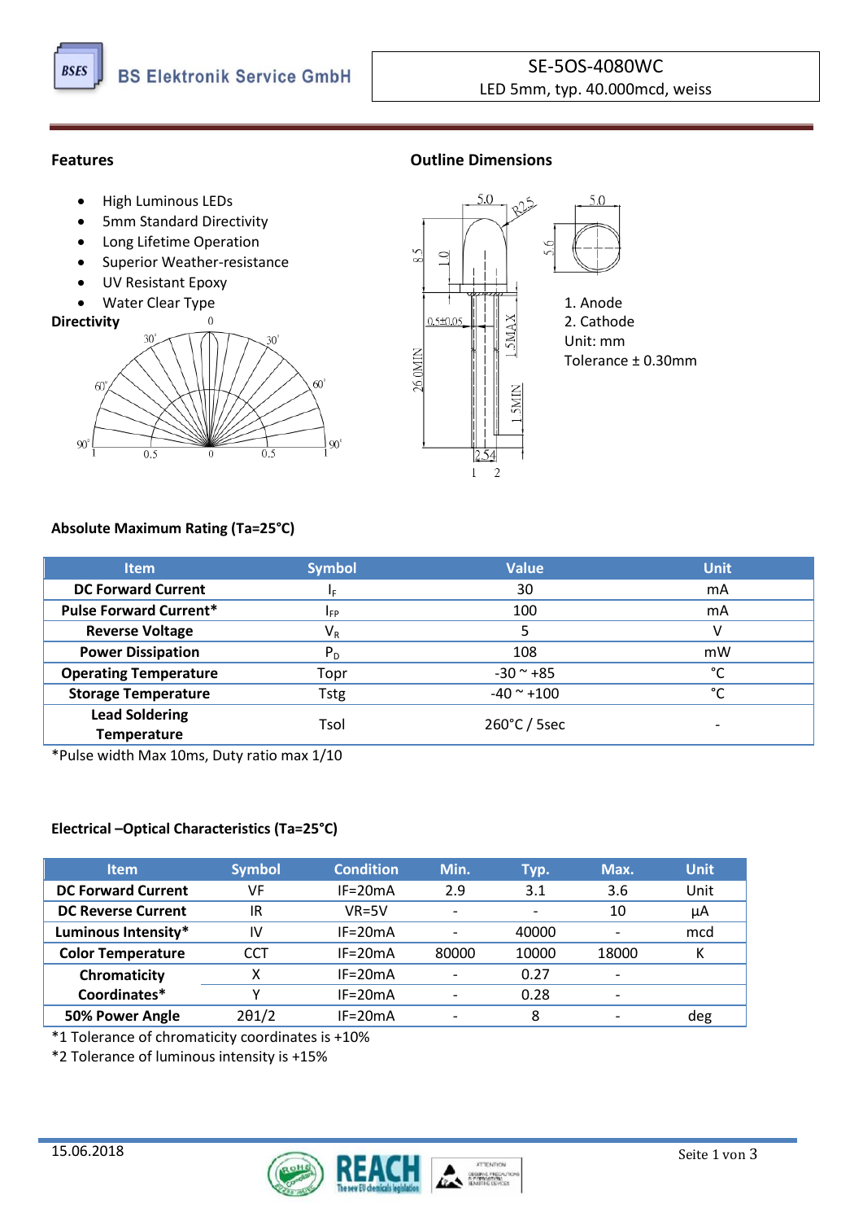BS Elektronik Service GmbH

**SE-5OS-4080WC**
LED 5mm, typ. 40.000mcd, weiss

## Features

- High Luminous LEDs
- 5mm Standard Directivity
- Long Lifetime Operation
- Superior Weather-resistance
- UV Resistant Epoxy
- Water Clear Type

## Directivity

## Outline Dimensions

1. Anode
2. Cathode

Unit: mm
Tolerance ± 0.30mm

### Absolute Maximum Rating (Ta=25°C)

| Item | Symbol | Value | Unit |
|---|---|---|---|
| DC Forward Current | $I_F$ | 30 | mA |
| Pulse Forward Current* | $I_{FP}$ | 100 | mA |
| Reverse Voltage | $V_R$ | 5 | V |
| Power Dissipation | $P_D$ | 108 | mW |
| Operating Temperature | Topr | -30 ~ +85 | °C |
| Storage Temperature | Tstg | -40 ~ +100 | °C |
| Lead Soldering Temperature | Tsol | 260°C / 5sec | - |

*Pulse width Max 10ms, Duty ratio max 1/10

### Electrical –Optical Characteristics (Ta=25°C)

| Item | Symbol | Condition | Min. | Typ. | Max. | Unit |
|---|---|---|---|---|---|---|
| DC Forward Current | VF | IF=20mA | 2.9 | 3.1 | 3.6 | Unit |
| DC Reverse Current | IR | VR=5V | - | - | 10 | µA |
| Luminous Intensity* | IV | IF=20mA | - | 40000 | - | mcd |
| Color Temperature | CCT | IF=20mA | 80000 | 10000 | 18000 | K |
| Chromaticity Coordinates* | X | IF=20mA | - | 0.27 | - | |
| | Y | IF=20mA | - | 0.28 | - | |
| 50% Power Angle | 2θ1/2 | IF=20mA | - | 8 | - | deg |

*1 Tolerance of chromaticity coordinates is +10%

*2 Tolerance of luminous intensity is +15%

15.06.2018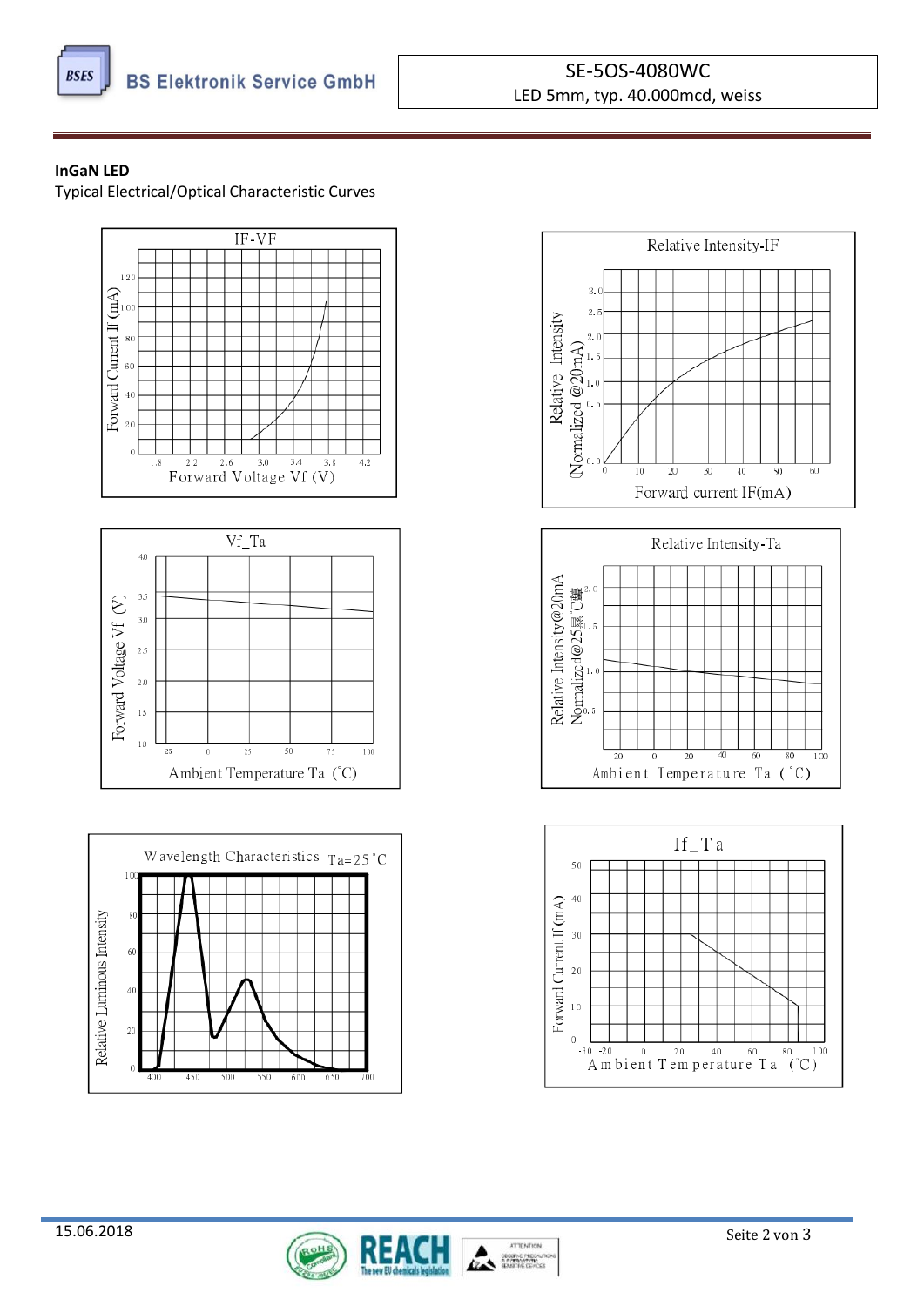**InGaN LED**

Typical Electrical/Optical Characteristic Curves

IF-VF

Relative Intensity-IF

Vf_Ta

Relative Intensity-Ta

Wavelength Characteristics Ta=25°C

If_Ta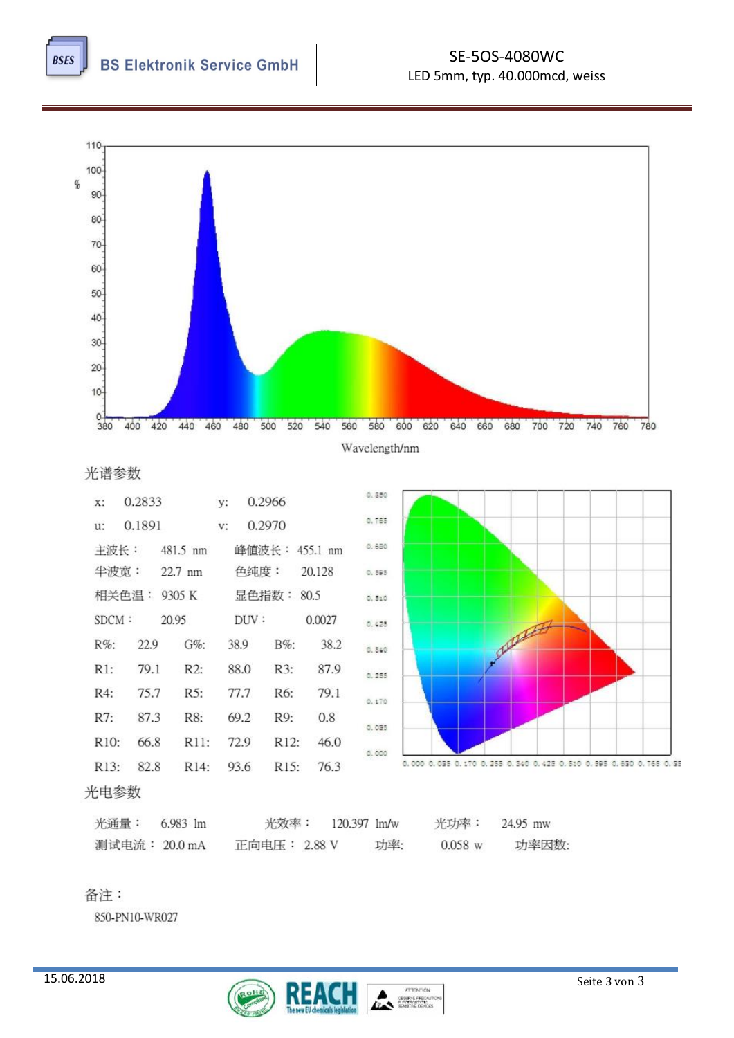BS Elektronik Service GmbH

SE-5OS-4080WC
LED 5mm, typ. 40.000mcd, weiss

%

110
100
90
80
70
60
50
40
30
20
10
0

380 400 420 440 460 480 500 520 540 560 580 600 620 640 660 680 700 720 740 760 780

Wavelength/nm

## 光谱参数

| | | | | | |
|---|---|---|---|---|---|
| x: | 0.2833 | | y: | 0.2966 | |
| u: | 0.1891 | | v: | 0.2970 | |
| 主波长： | 481.5 nm | | 峰值波长： | 455.1 nm | |
| 半波宽： | 22.7 nm | | 色纯度： | 20.128 | |
| 相关色温： | 9305 K | | 显色指数： | 80.5 | |
| SDCM： | 20.95 | | DUV： | 0.0027 | |

| | | | | | |
|---|---|---|---|---|---|
| R%: | 22.9 | G%: | 38.9 | B%: | 38.2 |
| R1: | 79.1 | R2: | 88.0 | R3: | 87.9 |
| R4: | 75.7 | R5: | 77.7 | R6: | 79.1 |
| R7: | 87.3 | R8: | 69.2 | R9: | 0.8 |
| R10: | 66.8 | R11: | 72.9 | R12: | 46.0 |
| R13: | 82.8 | R14: | 93.6 | R15: | 76.3 |

0.850
0.765
0.680
0.595
0.510
0.425
0.340
0.255
0.170
0.085
0.000

0.000 0.085 0.170 0.255 0.340 0.425 0.510 0.595 0.680 0.765 0.85

## 光电参数

| | | | | | |
|---|---|---|---|---|---|
| 光通量： | 6.983 lm | 光效率： | 120.397 lm/w | 光功率： | 24.95 mw |
| 测试电流： | 20.0 mA | 正向电压： | 2.88 V | 功率: | 0.058 w |
| 功率因数: | | | | | |

备注：

850-PN10-WR027

15.06.2018